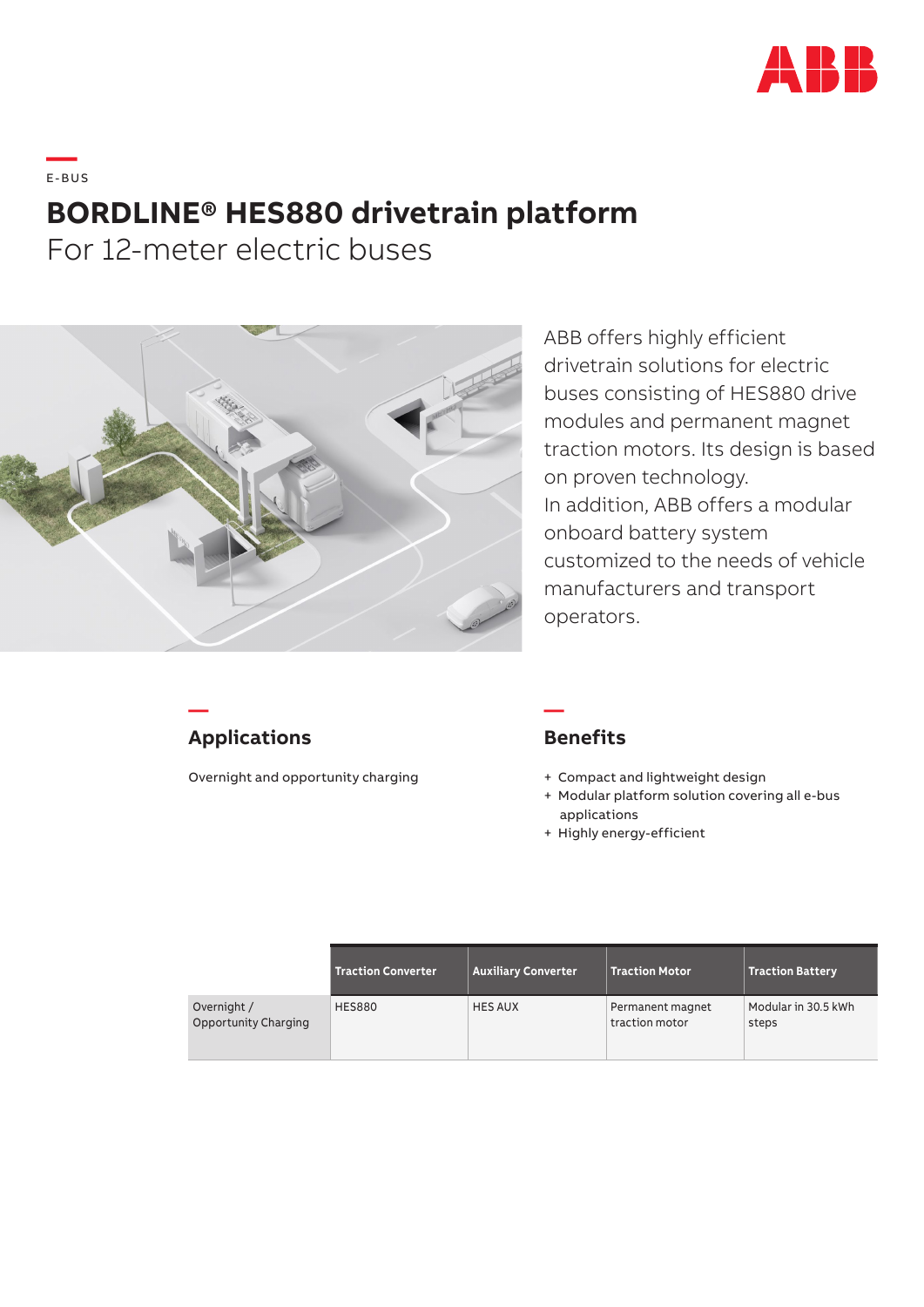E-BUS

# BORDLINE® HES880 drivetrain platform

## For 12-meter electric buses

ABB offers highly efficient drivetrain solutions for electric buses consisting of HES880 drive modules and permanent magnet traction motors. Its design is based on proven technology.
In addition, ABB offers a modular onboard battery system customized to the needs of vehicle manufacturers and transport operators.

## Applications

Overnight and opportunity charging

## Benefits

+ Compact and lightweight design
+ Modular platform solution covering all e-bus applications
+ Highly energy-efficient

| | Traction Converter | Auxiliary Converter | Traction Motor | Traction Battery |
|---|---|---|---|---|
| Overnight / Opportunity Charging | HES880 | HES AUX | Permanent magnet traction motor | Modular in 30.5 kWh steps |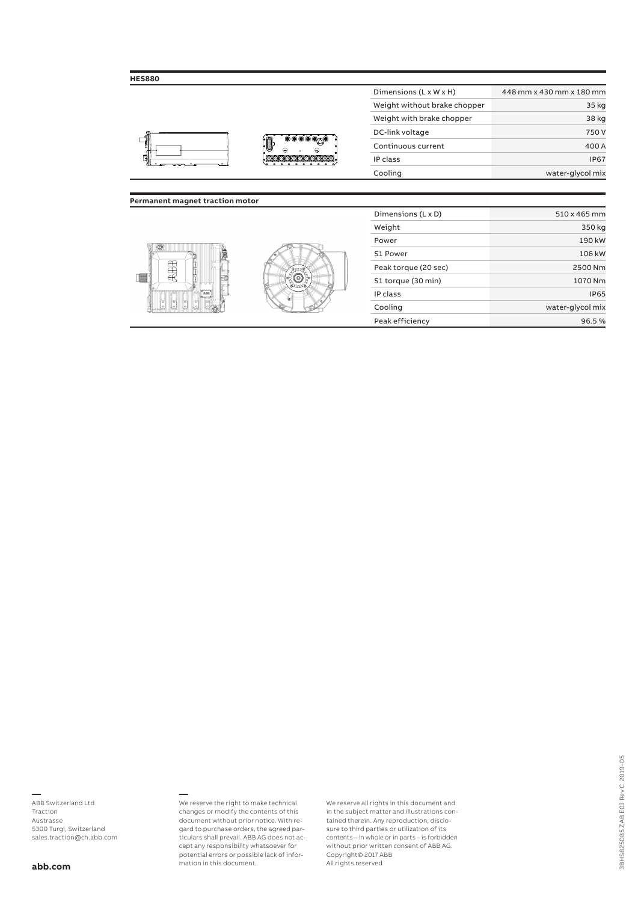## HES880

| | |
|---|---|
| Dimensions (L x W x H) | 448 mm x 430 mm x 180 mm |
| Weight without brake chopper | 35 kg |
| Weight with brake chopper | 38 kg |
| DC-link voltage | 750 V |
| Continuous current | 400 A |
| IP class | IP67 |
| Cooling | water-glycol mix |

## Permanent magnet traction motor

| | |
|---|---|
| Dimensions (L x D) | 510 x 465 mm |
| Weight | 350 kg |
| Power | 190 kW |
| S1 Power | 106 kW |
| Peak torque (20 sec) | 2500 Nm |
| S1 torque (30 min) | 1070 Nm |
| IP class | IP65 |
| Cooling | water-glycol mix |
| Peak efficiency | 96.5 % |

ABB Switzerland Ltd
Traction
Austrasse
5300 Turgi, Switzerland
sales.traction@ch.abb.com

**abb.com**

We reserve the right to make technical changes or modify the contents of this document without prior notice. With regard to purchase orders, the agreed particulars shall prevail. ABB AG does not accept any responsibility whatsoever for potential errors or possible lack of information in this document.

We reserve all rights in this document and in the subject matter and illustrations contained therein. Any reproduction, disclosure to third parties or utilization of its contents – in whole or in parts – is forbidden without prior written consent of ABB AG.
Copyright© 2017 ABB
All rights reserved

3BHS825085 ZAB E03 Rev C 2019-05